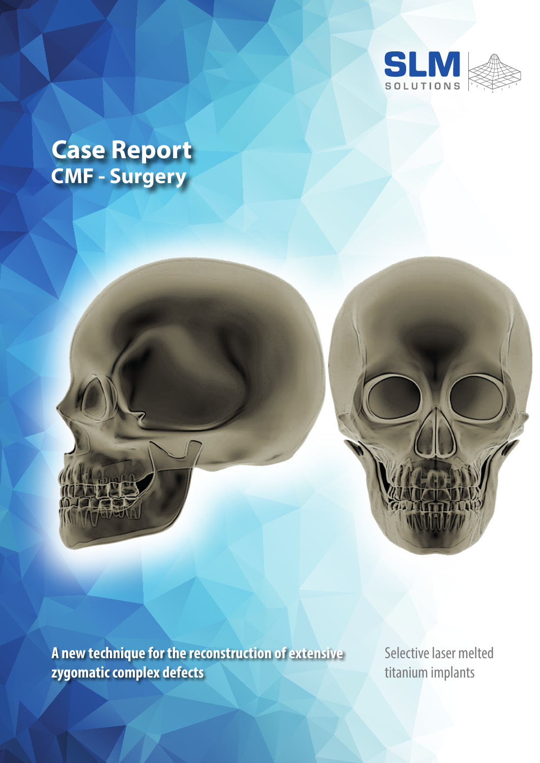SLM SOLUTIONS

# Case Report
## CMF - Surgery

**A new technique for the reconstruction of extensive zygomatic complex defects**

Selective laser melted titanium implants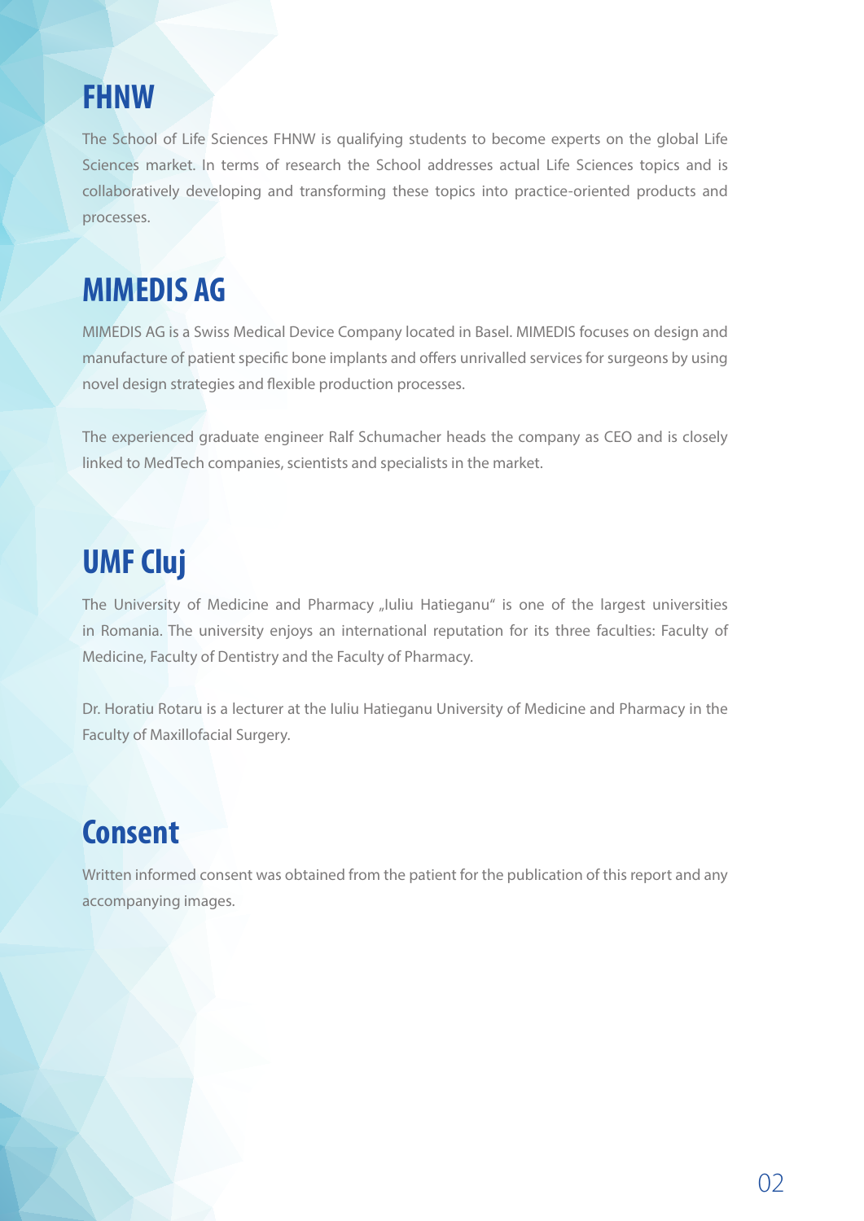## FHNW

The School of Life Sciences FHNW is qualifying students to become experts on the global Life Sciences market. In terms of research the School addresses actual Life Sciences topics and is collaboratively developing and transforming these topics into practice-oriented products and processes.

## MIMEDIS AG

MIMEDIS AG is a Swiss Medical Device Company located in Basel. MIMEDIS focuses on design and manufacture of patient specific bone implants and offers unrivalled services for surgeons by using novel design strategies and flexible production processes.

The experienced graduate engineer Ralf Schumacher heads the company as CEO and is closely linked to MedTech companies, scientists and specialists in the market.

## UMF Cluj

The University of Medicine and Pharmacy „Iuliu Hatieganu" is one of the largest universities in Romania. The university enjoys an international reputation for its three faculties: Faculty of Medicine, Faculty of Dentistry and the Faculty of Pharmacy.

Dr. Horatiu Rotaru is a lecturer at the Iuliu Hatieganu University of Medicine and Pharmacy in the Faculty of Maxillofacial Surgery.

## Consent

Written informed consent was obtained from the patient for the publication of this report and any accompanying images.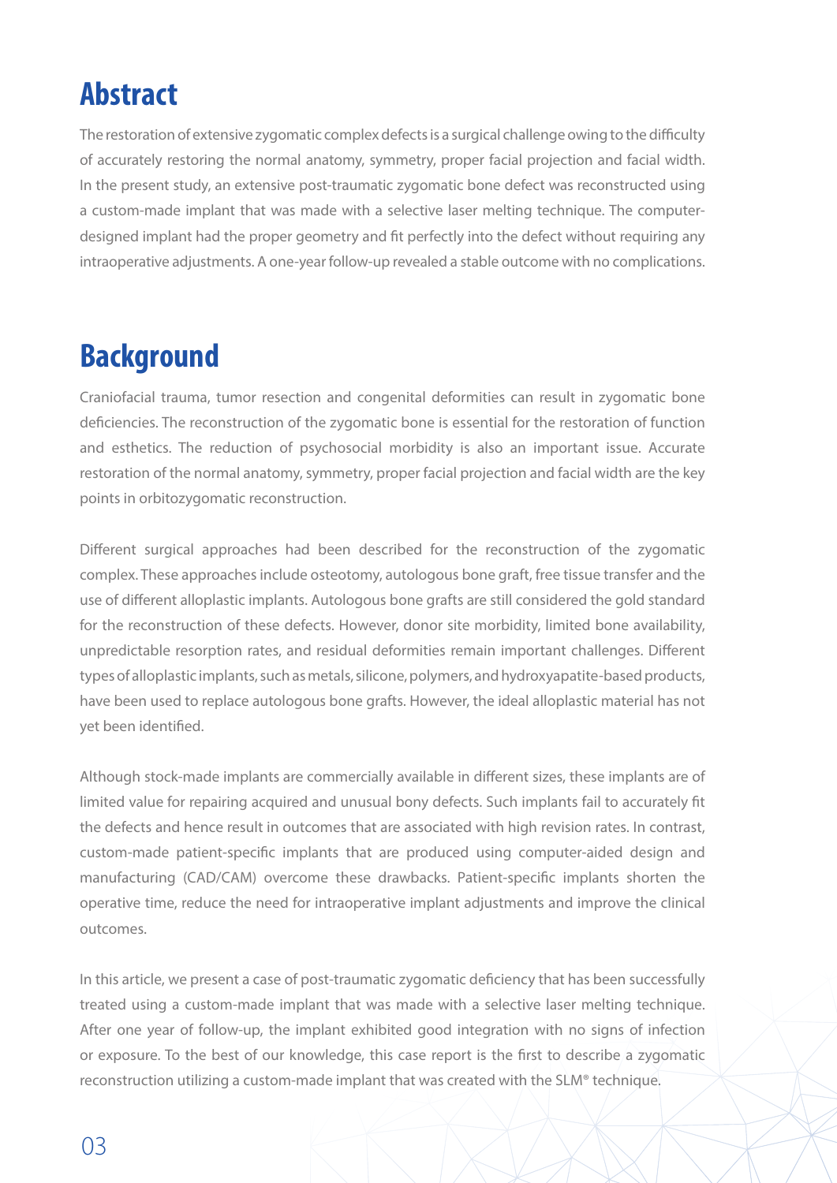## Abstract

The restoration of extensive zygomatic complex defects is a surgical challenge owing to the difficulty of accurately restoring the normal anatomy, symmetry, proper facial projection and facial width. In the present study, an extensive post-traumatic zygomatic bone defect was reconstructed using a custom-made implant that was made with a selective laser melting technique. The computer-designed implant had the proper geometry and fit perfectly into the defect without requiring any intraoperative adjustments. A one-year follow-up revealed a stable outcome with no complications.

## Background

Craniofacial trauma, tumor resection and congenital deformities can result in zygomatic bone deficiencies. The reconstruction of the zygomatic bone is essential for the restoration of function and esthetics. The reduction of psychosocial morbidity is also an important issue. Accurate restoration of the normal anatomy, symmetry, proper facial projection and facial width are the key points in orbitozygomatic reconstruction.

Different surgical approaches had been described for the reconstruction of the zygomatic complex. These approaches include osteotomy, autologous bone graft, free tissue transfer and the use of different alloplastic implants. Autologous bone grafts are still considered the gold standard for the reconstruction of these defects. However, donor site morbidity, limited bone availability, unpredictable resorption rates, and residual deformities remain important challenges. Different types of alloplastic implants, such as metals, silicone, polymers, and hydroxyapatite-based products, have been used to replace autologous bone grafts. However, the ideal alloplastic material has not yet been identified.

Although stock-made implants are commercially available in different sizes, these implants are of limited value for repairing acquired and unusual bony defects. Such implants fail to accurately fit the defects and hence result in outcomes that are associated with high revision rates. In contrast, custom-made patient-specific implants that are produced using computer-aided design and manufacturing (CAD/CAM) overcome these drawbacks. Patient-specific implants shorten the operative time, reduce the need for intraoperative implant adjustments and improve the clinical outcomes.

In this article, we present a case of post-traumatic zygomatic deficiency that has been successfully treated using a custom-made implant that was made with a selective laser melting technique. After one year of follow-up, the implant exhibited good integration with no signs of infection or exposure. To the best of our knowledge, this case report is the first to describe a zygomatic reconstruction utilizing a custom-made implant that was created with the SLM® technique.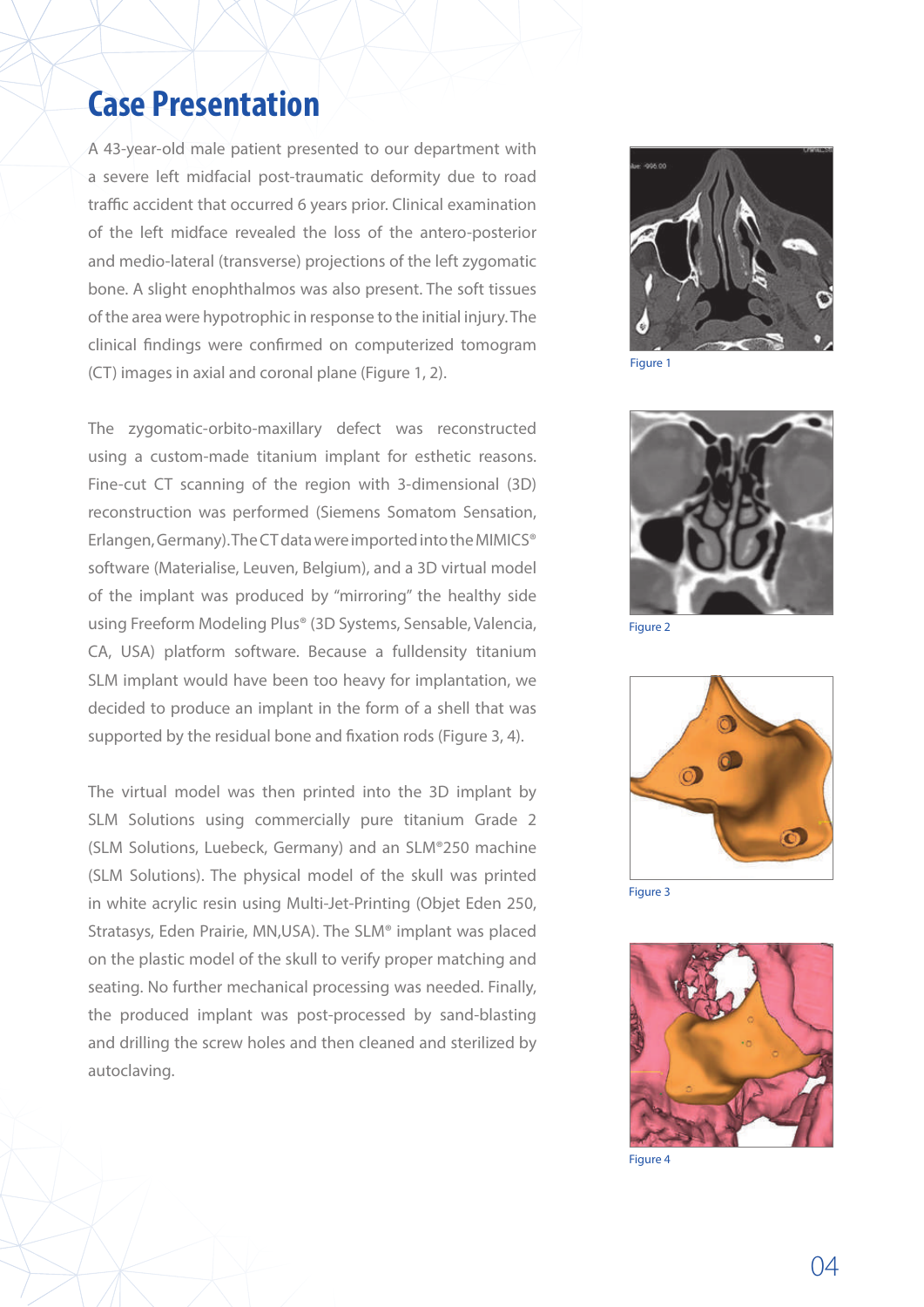## Case Presentation

A 43-year-old male patient presented to our department with a severe left midfacial post-traumatic deformity due to road traffic accident that occurred 6 years prior. Clinical examination of the left midface revealed the loss of the antero-posterior and medio-lateral (transverse) projections of the left zygomatic bone. A slight enophthalmos was also present. The soft tissues of the area were hypotrophic in response to the initial injury. The clinical findings were confirmed on computerized tomogram (CT) images in axial and coronal plane (Figure 1, 2).

The zygomatic-orbito-maxillary defect was reconstructed using a custom-made titanium implant for esthetic reasons. Fine-cut CT scanning of the region with 3-dimensional (3D) reconstruction was performed (Siemens Somatom Sensation, Erlangen, Germany). The CT data were imported into the MIMICS® software (Materialise, Leuven, Belgium), and a 3D virtual model of the implant was produced by "mirroring" the healthy side using Freeform Modeling Plus® (3D Systems, Sensable, Valencia, CA, USA) platform software. Because a fulldensity titanium SLM implant would have been too heavy for implantation, we decided to produce an implant in the form of a shell that was supported by the residual bone and fixation rods (Figure 3, 4).

The virtual model was then printed into the 3D implant by SLM Solutions using commercially pure titanium Grade 2 (SLM Solutions, Luebeck, Germany) and an SLM®250 machine (SLM Solutions). The physical model of the skull was printed in white acrylic resin using Multi-Jet-Printing (Objet Eden 250, Stratasys, Eden Prairie, MN,USA). The SLM® implant was placed on the plastic model of the skull to verify proper matching and seating. No further mechanical processing was needed. Finally, the produced implant was post-processed by sand-blasting and drilling the screw holes and then cleaned and sterilized by autoclaving.

Figure 1

Figure 2

Figure 3

Figure 4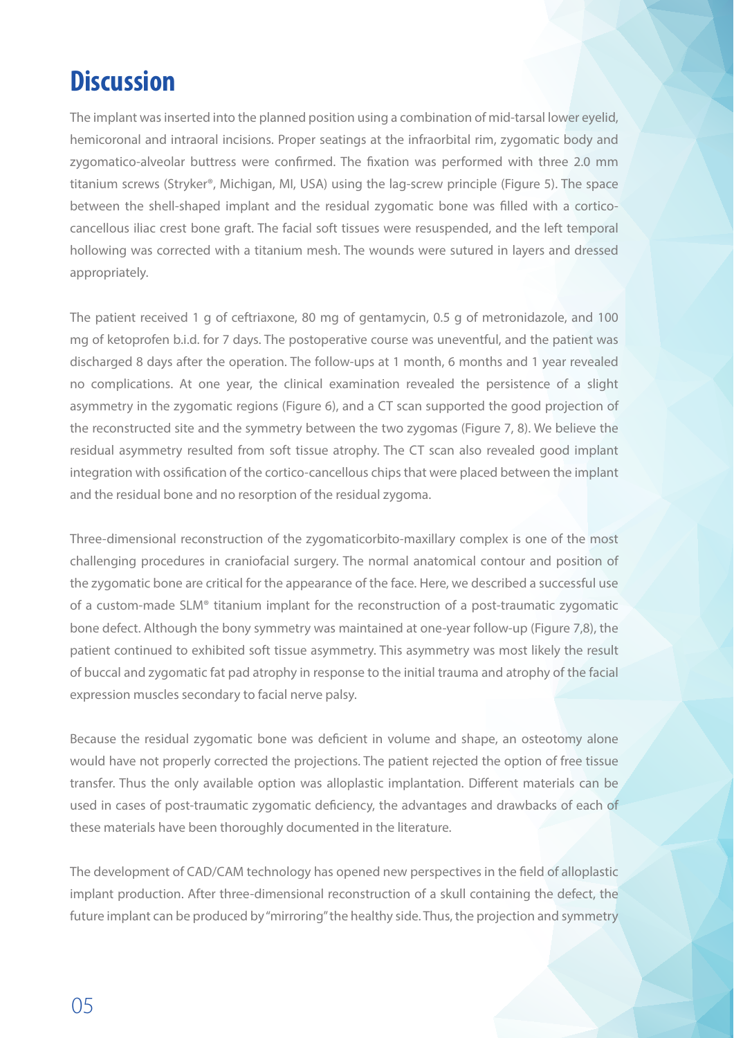## Discussion

The implant was inserted into the planned position using a combination of mid-tarsal lower eyelid, hemicoronal and intraoral incisions. Proper seatings at the infraorbital rim, zygomatic body and zygomatico-alveolar buttress were confirmed. The fixation was performed with three 2.0 mm titanium screws (Stryker®, Michigan, MI, USA) using the lag-screw principle (Figure 5). The space between the shell-shaped implant and the residual zygomatic bone was filled with a cortico-cancellous iliac crest bone graft. The facial soft tissues were resuspended, and the left temporal hollowing was corrected with a titanium mesh. The wounds were sutured in layers and dressed appropriately.

The patient received 1 g of ceftriaxone, 80 mg of gentamycin, 0.5 g of metronidazole, and 100 mg of ketoprofen b.i.d. for 7 days. The postoperative course was uneventful, and the patient was discharged 8 days after the operation. The follow-ups at 1 month, 6 months and 1 year revealed no complications. At one year, the clinical examination revealed the persistence of a slight asymmetry in the zygomatic regions (Figure 6), and a CT scan supported the good projection of the reconstructed site and the symmetry between the two zygomas (Figure 7, 8). We believe the residual asymmetry resulted from soft tissue atrophy. The CT scan also revealed good implant integration with ossification of the cortico-cancellous chips that were placed between the implant and the residual bone and no resorption of the residual zygoma.

Three-dimensional reconstruction of the zygomaticorbito-maxillary complex is one of the most challenging procedures in craniofacial surgery. The normal anatomical contour and position of the zygomatic bone are critical for the appearance of the face. Here, we described a successful use of a custom-made SLM® titanium implant for the reconstruction of a post-traumatic zygomatic bone defect. Although the bony symmetry was maintained at one-year follow-up (Figure 7,8), the patient continued to exhibited soft tissue asymmetry. This asymmetry was most likely the result of buccal and zygomatic fat pad atrophy in response to the initial trauma and atrophy of the facial expression muscles secondary to facial nerve palsy.

Because the residual zygomatic bone was deficient in volume and shape, an osteotomy alone would have not properly corrected the projections. The patient rejected the option of free tissue transfer. Thus the only available option was alloplastic implantation. Different materials can be used in cases of post-traumatic zygomatic deficiency, the advantages and drawbacks of each of these materials have been thoroughly documented in the literature.

The development of CAD/CAM technology has opened new perspectives in the field of alloplastic implant production. After three-dimensional reconstruction of a skull containing the defect, the future implant can be produced by "mirroring" the healthy side. Thus, the projection and symmetry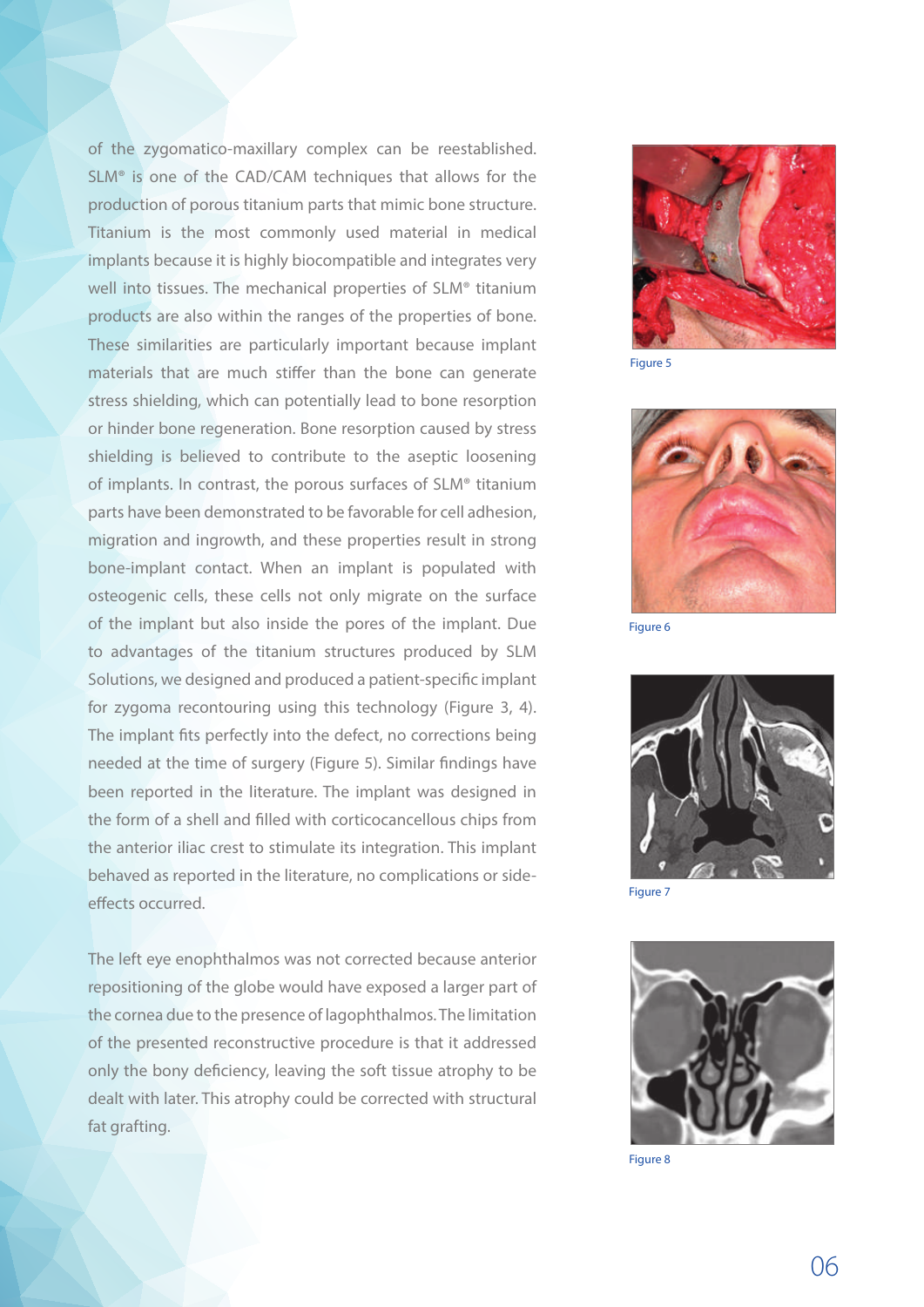of the zygomatico-maxillary complex can be reestablished. SLM® is one of the CAD/CAM techniques that allows for the production of porous titanium parts that mimic bone structure. Titanium is the most commonly used material in medical implants because it is highly biocompatible and integrates very well into tissues. The mechanical properties of SLM® titanium products are also within the ranges of the properties of bone. These similarities are particularly important because implant materials that are much stiffer than the bone can generate stress shielding, which can potentially lead to bone resorption or hinder bone regeneration. Bone resorption caused by stress shielding is believed to contribute to the aseptic loosening of implants. In contrast, the porous surfaces of SLM® titanium parts have been demonstrated to be favorable for cell adhesion, migration and ingrowth, and these properties result in strong bone-implant contact. When an implant is populated with osteogenic cells, these cells not only migrate on the surface of the implant but also inside the pores of the implant. Due to advantages of the titanium structures produced by SLM Solutions, we designed and produced a patient-specific implant for zygoma recontouring using this technology (Figure 3, 4). The implant fits perfectly into the defect, no corrections being needed at the time of surgery (Figure 5). Similar findings have been reported in the literature. The implant was designed in the form of a shell and filled with corticocancellous chips from the anterior iliac crest to stimulate its integration. This implant behaved as reported in the literature, no complications or side-effects occurred.

The left eye enophthalmos was not corrected because anterior repositioning of the globe would have exposed a larger part of the cornea due to the presence of lagophthalmos. The limitation of the presented reconstructive procedure is that it addressed only the bony deficiency, leaving the soft tissue atrophy to be dealt with later. This atrophy could be corrected with structural fat grafting.

Figure 5

Figure 6

Figure 7

Figure 8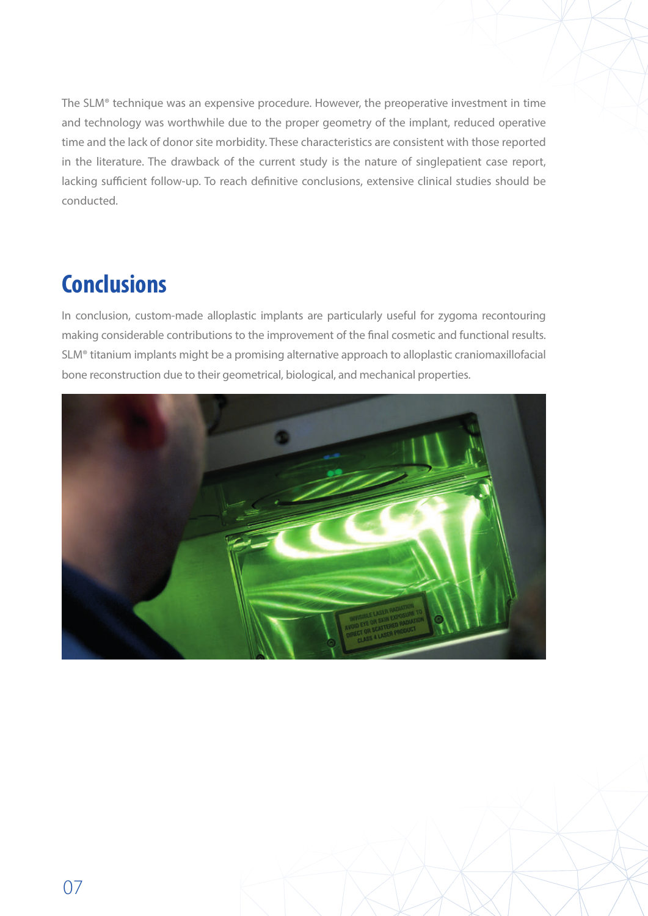The SLM® technique was an expensive procedure. However, the preoperative investment in time and technology was worthwhile due to the proper geometry of the implant, reduced operative time and the lack of donor site morbidity. These characteristics are consistent with those reported in the literature. The drawback of the current study is the nature of singlepatient case report, lacking sufficient follow-up. To reach definitive conclusions, extensive clinical studies should be conducted.

## Conclusions

In conclusion, custom-made alloplastic implants are particularly useful for zygoma recontouring making considerable contributions to the improvement of the final cosmetic and functional results. SLM® titanium implants might be a promising alternative approach to alloplastic craniomaxillofacial bone reconstruction due to their geometrical, biological, and mechanical properties.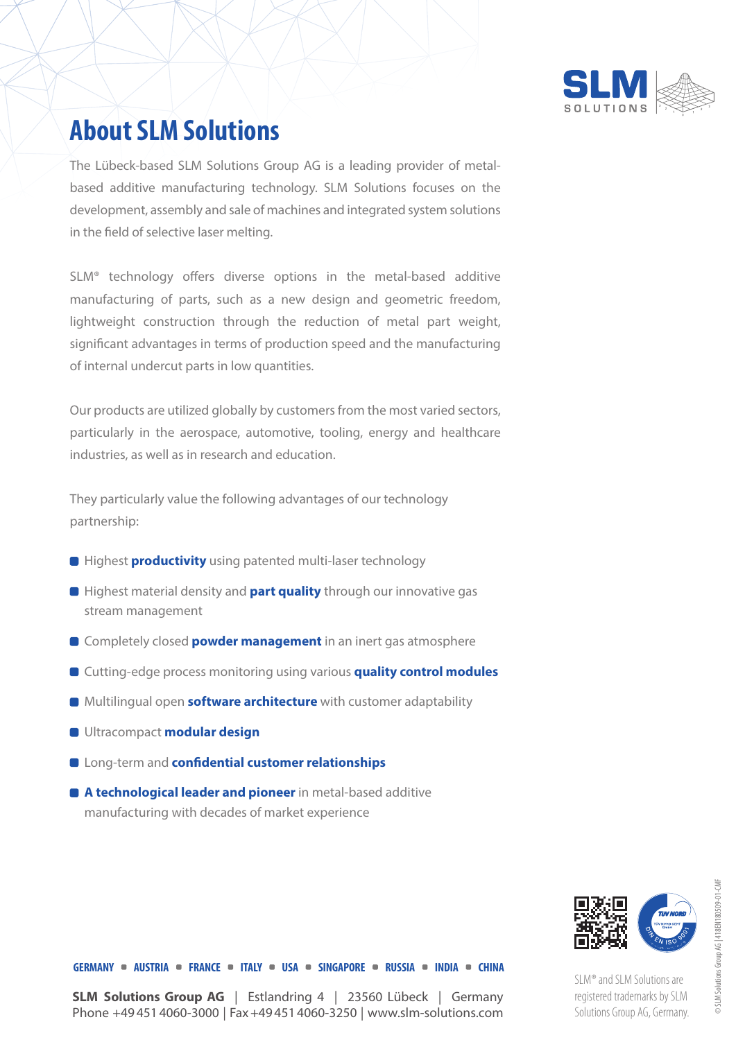# About SLM Solutions

The Lübeck-based SLM Solutions Group AG is a leading provider of metal-based additive manufacturing technology. SLM Solutions focuses on the development, assembly and sale of machines and integrated system solutions in the field of selective laser melting.

SLM® technology offers diverse options in the metal-based additive manufacturing of parts, such as a new design and geometric freedom, lightweight construction through the reduction of metal part weight, significant advantages in terms of production speed and the manufacturing of internal undercut parts in low quantities.

Our products are utilized globally by customers from the most varied sectors, particularly in the aerospace, automotive, tooling, energy and healthcare industries, as well as in research and education.

They particularly value the following advantages of our technology partnership:

- Highest **productivity** using patented multi-laser technology
- Highest material density and **part quality** through our innovative gas stream management
- Completely closed **powder management** in an inert gas atmosphere
- Cutting-edge process monitoring using various **quality control modules**
- Multilingual open **software architecture** with customer adaptability
- Ultracompact **modular design**
- Long-term and **confidential customer relationships**
- **A technological leader and pioneer** in metal-based additive manufacturing with decades of market experience

**GERMANY** ▪ **AUSTRIA** ▪ **FRANCE** ▪ **ITALY** ▪ **USA** ▪ **SINGAPORE** ▪ **RUSSIA** ▪ **INDIA** ▪ **CHINA**

**SLM Solutions Group AG** | Estlandring 4 | 23560 Lübeck | Germany
Phone +49 451 4060-3000 | Fax +49 451 4060-3250 | www.slm-solutions.com

SLM® and SLM Solutions are registered trademarks by SLM Solutions Group AG, Germany.

© SLM Solutions Group AG | 418EN180509-01-CMF